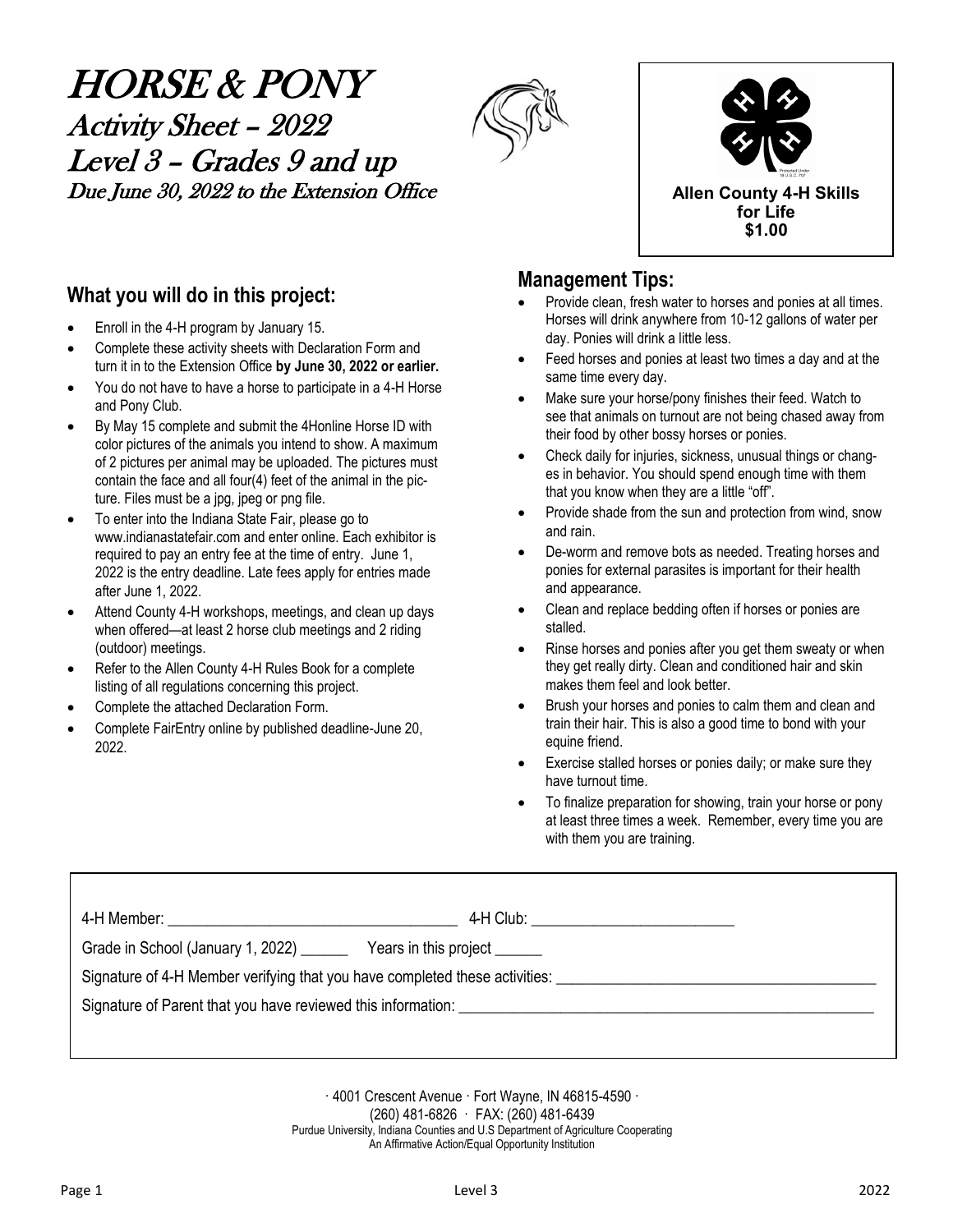# HORSE & PONY

## Activity Sheet – 2022

## Level 3 – Grades 9 and up

### Due June 30, 2022 to the Extension Office

**Allen County 4-H Skills for Life**
**$1.00**

## What you will do in this project:

- Enroll in the 4-H program by January 15.
- Complete these activity sheets with Declaration Form and turn it in to the Extension Office **by June 30, 2022 or earlier.**
- You do not have to have a horse to participate in a 4-H Horse and Pony Club.
- By May 15 complete and submit the 4Honline Horse ID with color pictures of the animals you intend to show. A maximum of 2 pictures per animal may be uploaded. The pictures must contain the face and all four(4) feet of the animal in the picture. Files must be a jpg, jpeg or png file.
- To enter into the Indiana State Fair, please go to www.indianastatefair.com and enter online. Each exhibitor is required to pay an entry fee at the time of entry. June 1, 2022 is the entry deadline. Late fees apply for entries made after June 1, 2022.
- Attend County 4-H workshops, meetings, and clean up days when offered—at least 2 horse club meetings and 2 riding (outdoor) meetings.
- Refer to the Allen County 4-H Rules Book for a complete listing of all regulations concerning this project.
- Complete the attached Declaration Form.
- Complete FairEntry online by published deadline-June 20, 2022.

## Management Tips:

- Provide clean, fresh water to horses and ponies at all times. Horses will drink anywhere from 10-12 gallons of water per day. Ponies will drink a little less.
- Feed horses and ponies at least two times a day and at the same time every day.
- Make sure your horse/pony finishes their feed. Watch to see that animals on turnout are not being chased away from their food by other bossy horses or ponies.
- Check daily for injuries, sickness, unusual things or changes in behavior. You should spend enough time with them that you know when they are a little "off".
- Provide shade from the sun and protection from wind, snow and rain.
- De-worm and remove bots as needed. Treating horses and ponies for external parasites is important for their health and appearance.
- Clean and replace bedding often if horses or ponies are stalled.
- Rinse horses and ponies after you get them sweaty or when they get really dirty. Clean and conditioned hair and skin makes them feel and look better.
- Brush your horses and ponies to calm them and clean and train their hair. This is also a good time to bond with your equine friend.
- Exercise stalled horses or ponies daily; or make sure they have turnout time.
- To finalize preparation for showing, train your horse or pony at least three times a week. Remember, every time you are with them you are training.

4-H Member: ______________________________ 4-H Club: ______________________

Grade in School (January 1, 2022) ______ Years in this project ______

Signature of 4-H Member verifying that you have completed these activities: ______________________________

Signature of Parent that you have reviewed this information: ______________________________

· 4001 Crescent Avenue · Fort Wayne, IN 46815-4590 ·
(260) 481-6826 · FAX: (260) 481-6439
Purdue University, Indiana Counties and U.S Department of Agriculture Cooperating
An Affirmative Action/Equal Opportunity Institution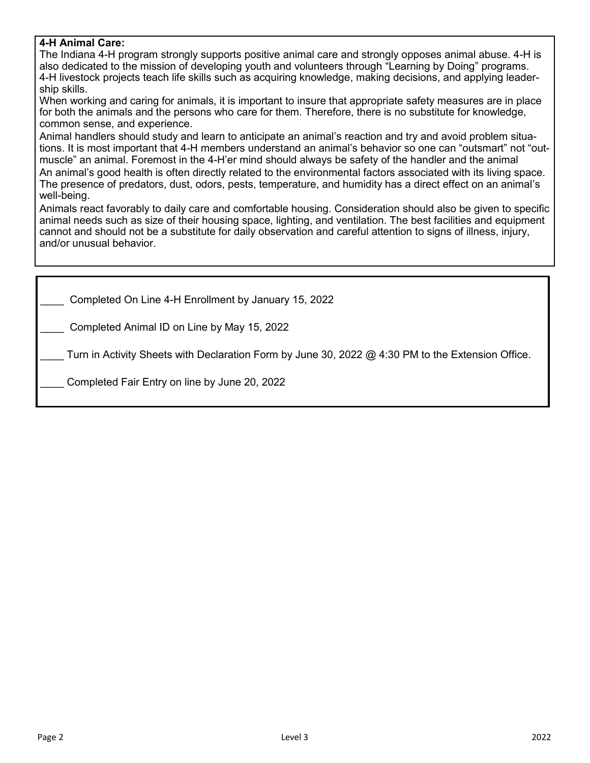**4-H Animal Care:**

The Indiana 4-H program strongly supports positive animal care and strongly opposes animal abuse. 4-H is also dedicated to the mission of developing youth and volunteers through "Learning by Doing" programs. 4-H livestock projects teach life skills such as acquiring knowledge, making decisions, and applying leadership skills.

When working and caring for animals, it is important to insure that appropriate safety measures are in place for both the animals and the persons who care for them. Therefore, there is no substitute for knowledge, common sense, and experience.

Animal handlers should study and learn to anticipate an animal's reaction and try and avoid problem situations. It is most important that 4-H members understand an animal's behavior so one can "outsmart" not "outmuscle" an animal. Foremost in the 4-H'er mind should always be safety of the handler and the animal

An animal's good health is often directly related to the environmental factors associated with its living space. The presence of predators, dust, odors, pests, temperature, and humidity has a direct effect on an animal's well-being.

Animals react favorably to daily care and comfortable housing. Consideration should also be given to specific animal needs such as size of their housing space, lighting, and ventilation. The best facilities and equipment cannot and should not be a substitute for daily observation and careful attention to signs of illness, injury, and/or unusual behavior.

____ Completed On Line 4-H Enrollment by January 15, 2022

____ Completed Animal ID on Line by May 15, 2022

____ Turn in Activity Sheets with Declaration Form by June 30, 2022 @ 4:30 PM to the Extension Office.

____ Completed Fair Entry on line by June 20, 2022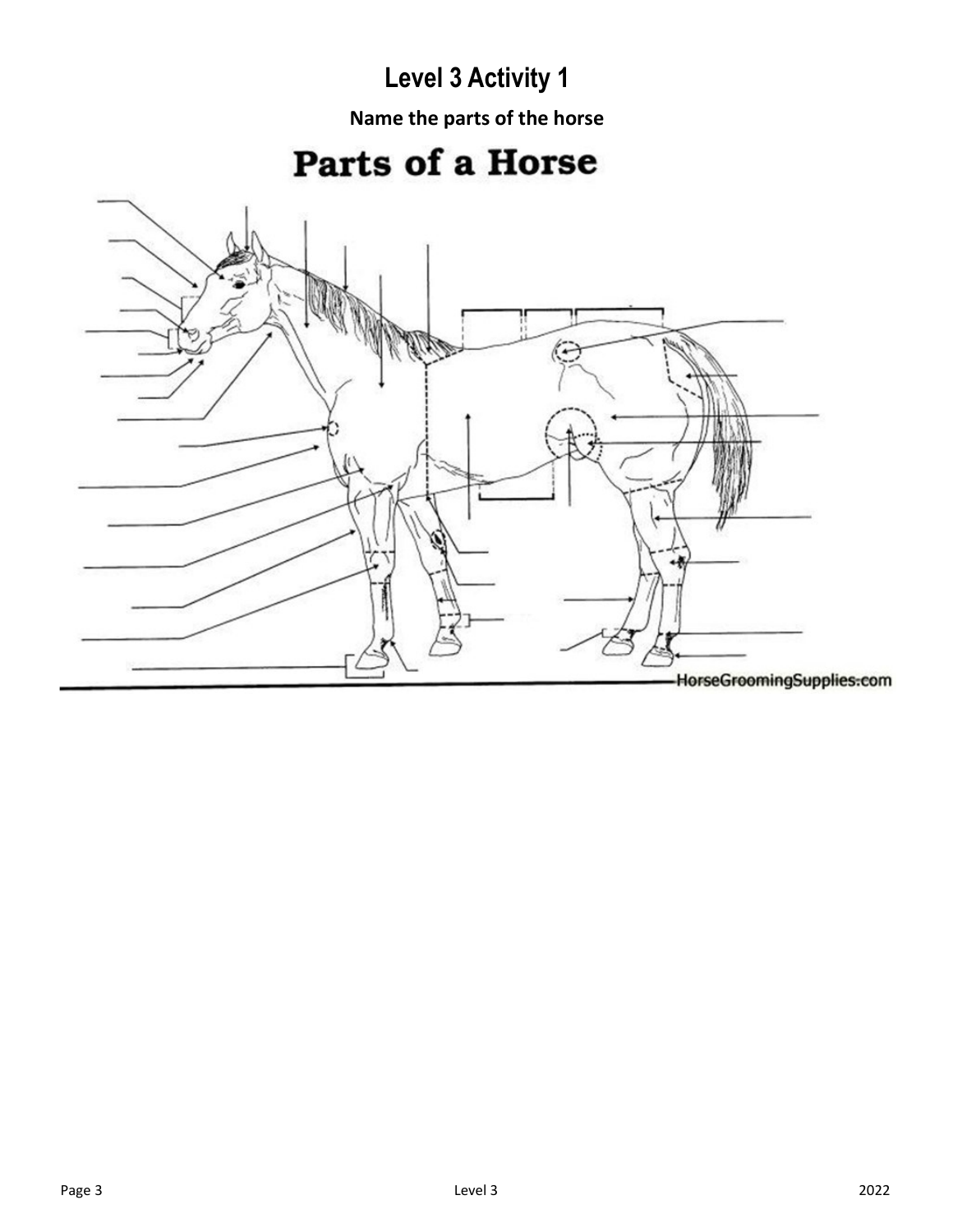# Level 3 Activity 1

**Name the parts of the horse**

## Parts of a Horse

HorseGroomingSupplies.com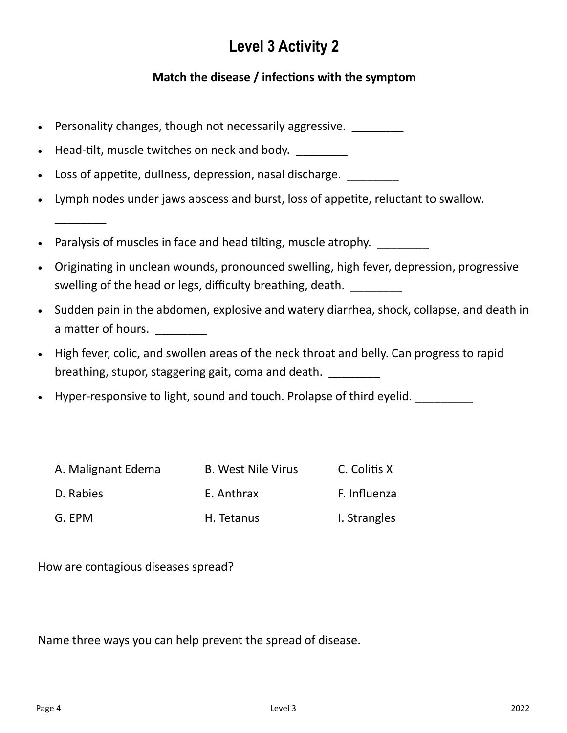# Level 3 Activity 2

**Match the disease / infections with the symptom**

- Personality changes, though not necessarily aggressive. ________
- Head-tilt, muscle twitches on neck and body. ________
- Loss of appetite, dullness, depression, nasal discharge. ________
- Lymph nodes under jaws abscess and burst, loss of appetite, reluctant to swallow. ________
- Paralysis of muscles in face and head tilting, muscle atrophy. ________
- Originating in unclean wounds, pronounced swelling, high fever, depression, progressive swelling of the head or legs, difficulty breathing, death. ________
- Sudden pain in the abdomen, explosive and watery diarrhea, shock, collapse, and death in a matter of hours. ________
- High fever, colic, and swollen areas of the neck throat and belly. Can progress to rapid breathing, stupor, staggering gait, coma and death. ________
- Hyper-responsive to light, sound and touch. Prolapse of third eyelid. _________

A. Malignant Edema
B. West Nile Virus
C. Colitis X
D. Rabies
E. Anthrax
F. Influenza
G. EPM
H. Tetanus
I. Strangles

How are contagious diseases spread?

Name three ways you can help prevent the spread of disease.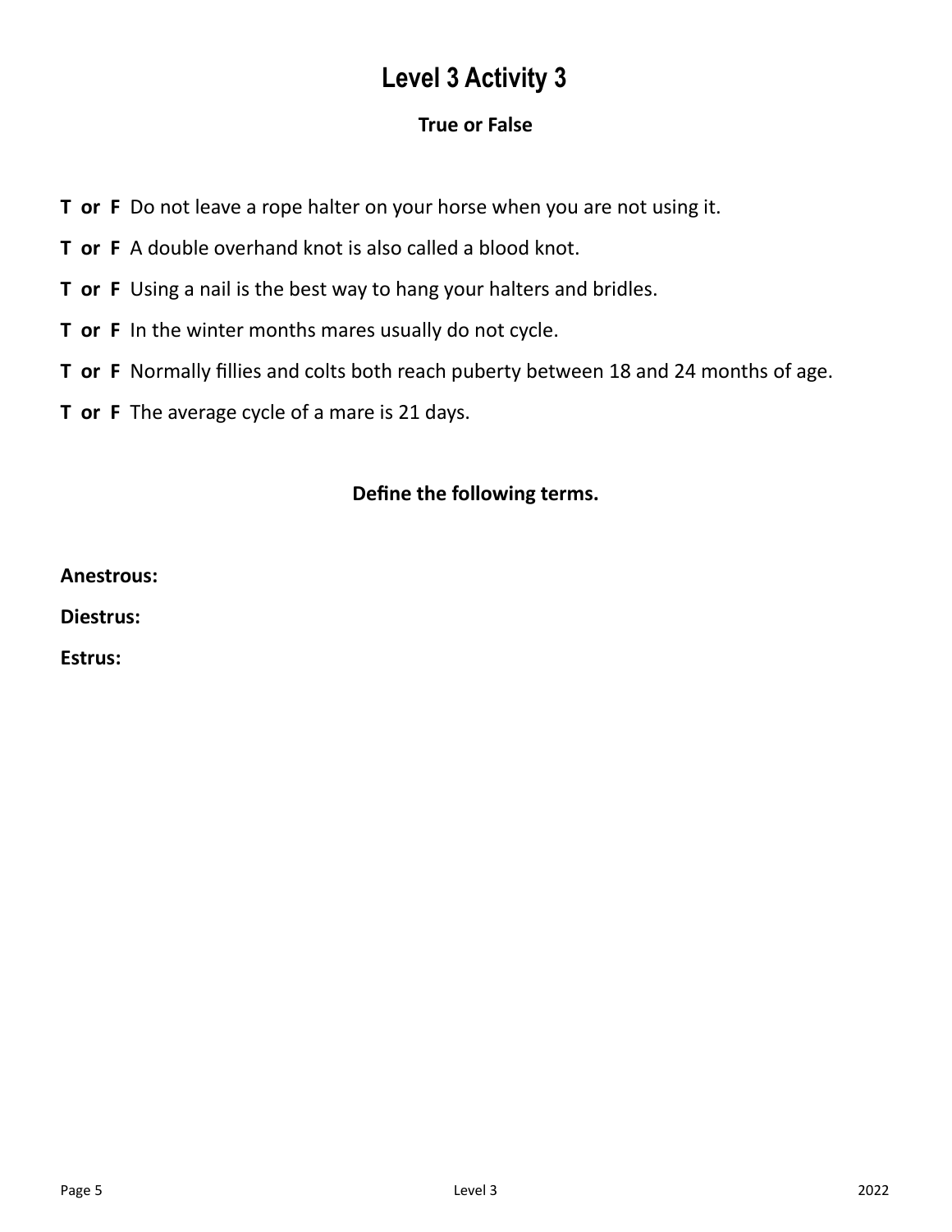# Level 3 Activity 3

### True or False

**T or F** Do not leave a rope halter on your horse when you are not using it.

**T or F** A double overhand knot is also called a blood knot.

**T or F** Using a nail is the best way to hang your halters and bridles.

**T or F** In the winter months mares usually do not cycle.

**T or F** Normally fillies and colts both reach puberty between 18 and 24 months of age.

**T or F** The average cycle of a mare is 21 days.

### Define the following terms.

**Anestrous:**

**Diestrus:**

**Estrus:**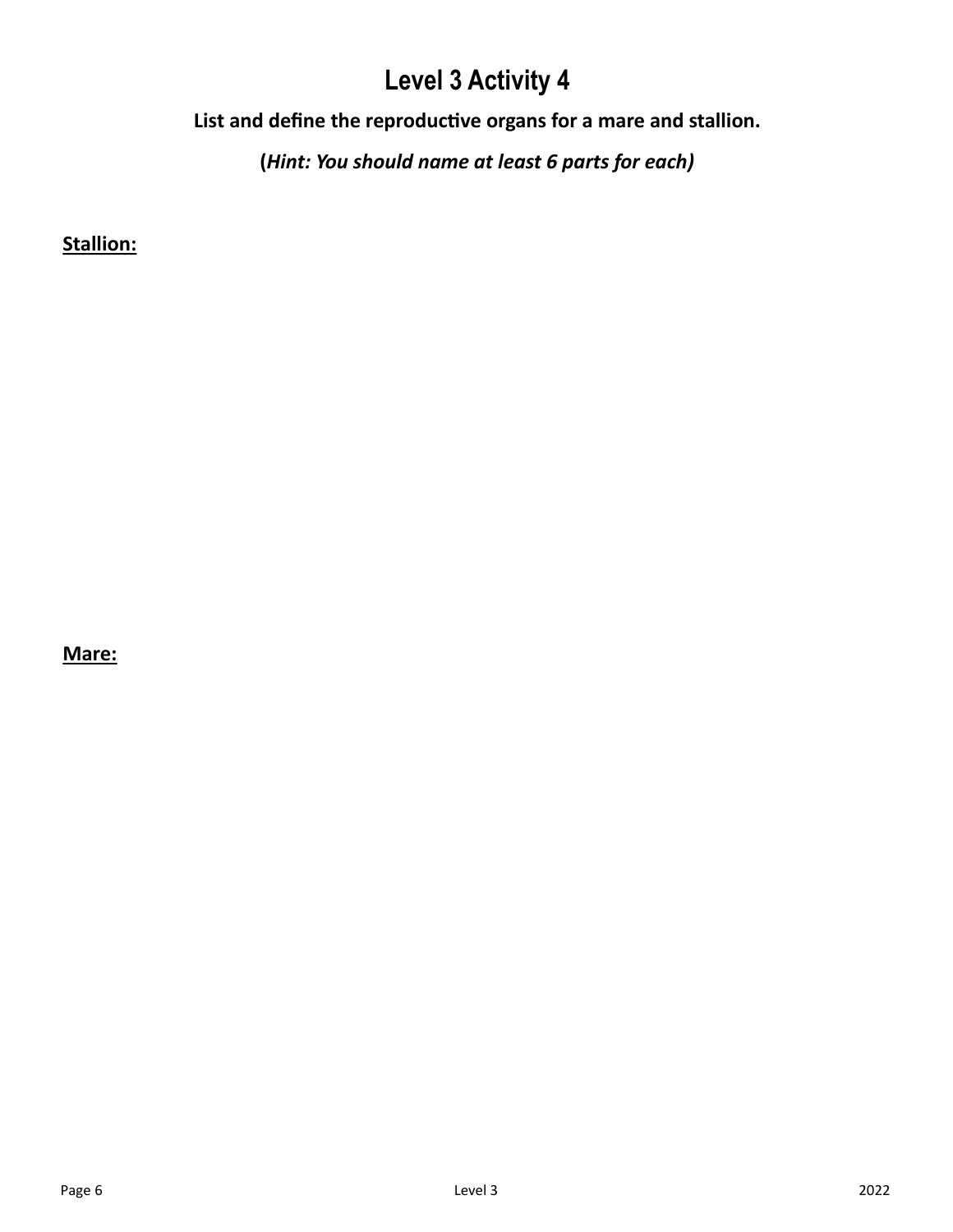# Level 3 Activity 4

**List and define the reproductive organs for a mare and stallion.**

**(*Hint: You should name at least 6 parts for each)***

**Stallion:**

**Mare:**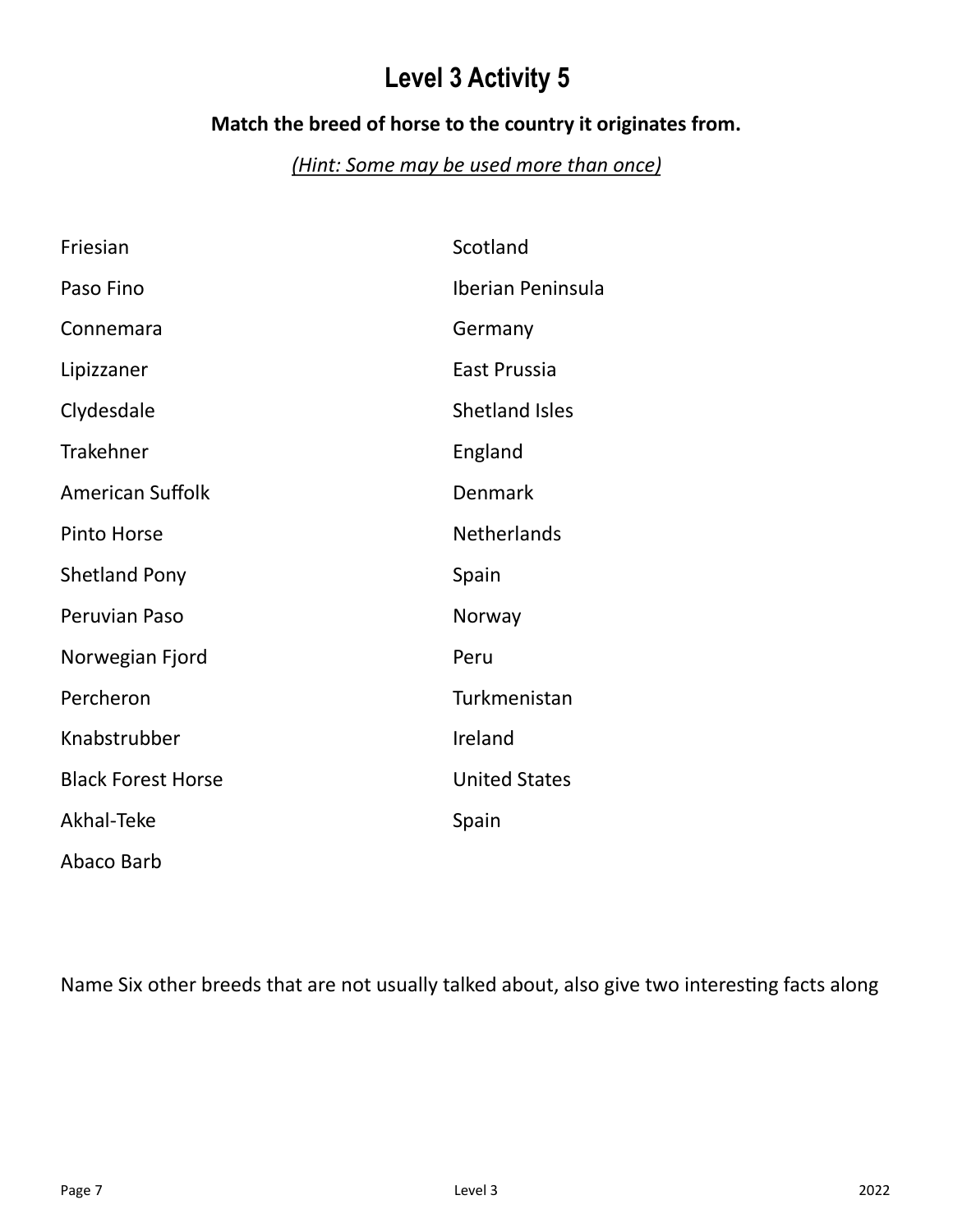# Level 3 Activity 5

**Match the breed of horse to the country it originates from.**

*(Hint: Some may be used more than once)*

| | |
|---|---|
| Friesian | Scotland |
| Paso Fino | Iberian Peninsula |
| Connemara | Germany |
| Lipizzaner | East Prussia |
| Clydesdale | Shetland Isles |
| Trakehner | England |
| American Suffolk | Denmark |
| Pinto Horse | Netherlands |
| Shetland Pony | Spain |
| Peruvian Paso | Norway |
| Norwegian Fjord | Peru |
| Percheron | Turkmenistan |
| Knabstrubber | Ireland |
| Black Forest Horse | United States |
| Akhal-Teke | Spain |
| Abaco Barb | |

Name Six other breeds that are not usually talked about, also give two interesting facts along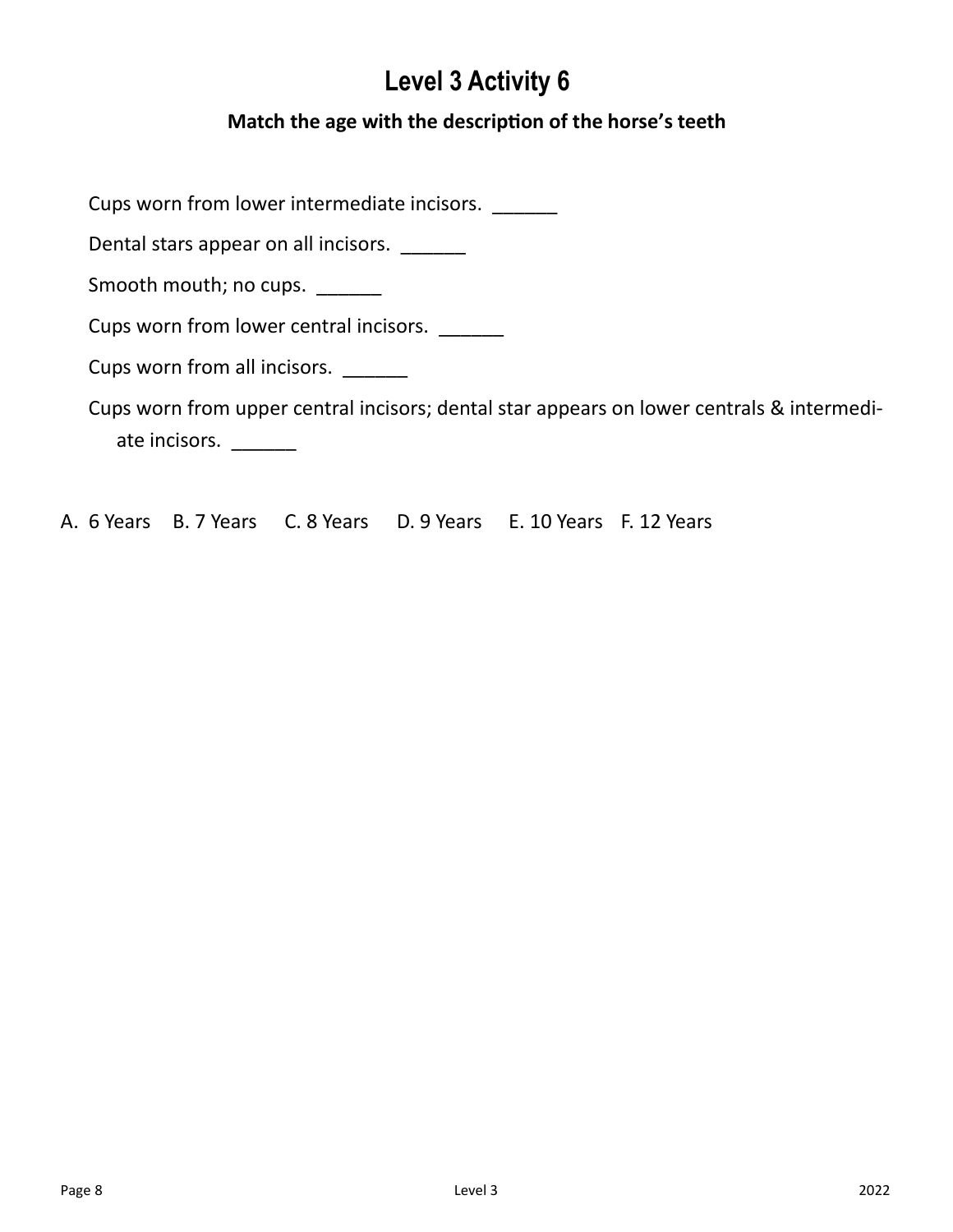# Level 3 Activity 6

**Match the age with the description of the horse's teeth**

Cups worn from lower intermediate incisors. ______

Dental stars appear on all incisors. ______

Smooth mouth; no cups. ______

Cups worn from lower central incisors. ______

Cups worn from all incisors. ______

Cups worn from upper central incisors; dental star appears on lower centrals & intermediate incisors. ______

A. 6 Years B. 7 Years C. 8 Years D. 9 Years E. 10 Years F. 12 Years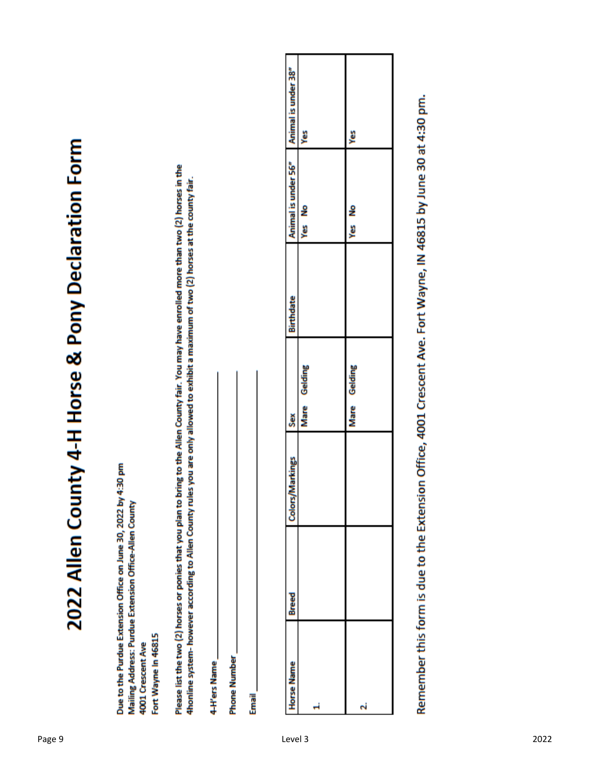# 2022 Allen County 4-H Horse & Pony Declaration Form

Due to the Purdue Extension Office on June 30, 2022 by 4:30 pm
Mailing Address: Purdue Extension Office-Allen County
4001 Crescent Ave
Fort Wayne In 46815

Please list the two (2) horses or ponies that you plan to bring to the Allen County fair. You may have enrolled more than two (2) horses in the 4honline system- however according to Allen County rules you are only allowed to exhibit a maximum of two (2) horses at the county fair.

4-H'ers Name ______________________

Phone Number ______________________

Email ______________________

| Horse Name | Breed | Colors/Markings | Sex | Birthdate | Animal is under 56" | Animal is under 38" |
|---|---|---|---|---|---|---|
| 1. | | | Mare Gelding | | Yes No | Yes |
| 2. | | | Mare Gelding | | Yes No | Yes |

Remember this form is due to the Extension Office, 4001 Crescent Ave. Fort Wayne, IN 46815 by June 30 at 4:30 pm.